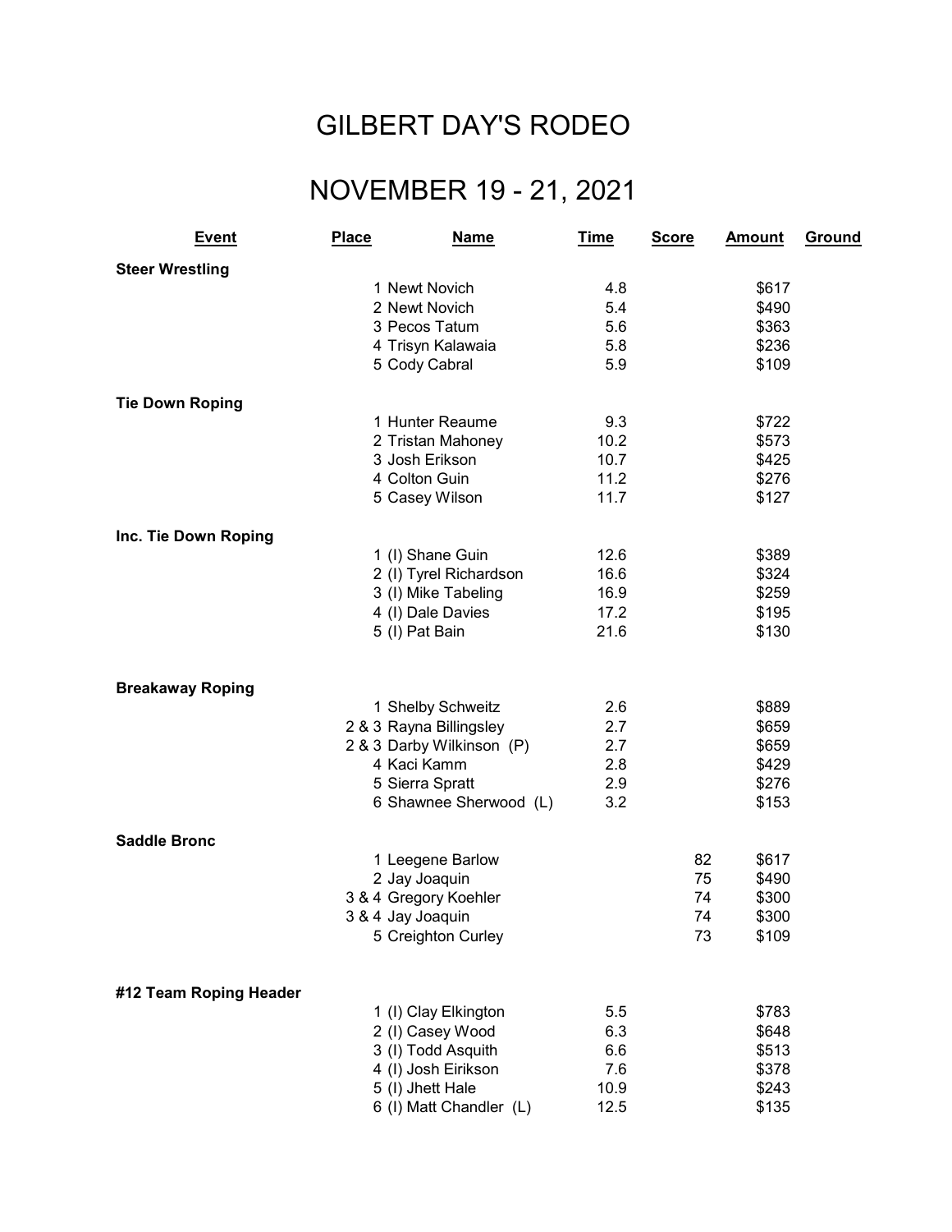# GILBERT DAY'S RODEO

## NOVEMBER 19 - 21, 2021

| Event | Place | Name | Time | Score | Amount | Ground |
|---|---|---|---|---|---|---|
| **Steer Wrestling** | | | | | | |
| | 1 | Newt Novich | 4.8 | | $617 | |
| | 2 | Newt Novich | 5.4 | | $490 | |
| | 3 | Pecos Tatum | 5.6 | | $363 | |
| | 4 | Trisyn Kalawaia | 5.8 | | $236 | |
| | 5 | Cody Cabral | 5.9 | | $109 | |
| **Tie Down Roping** | | | | | | |
| | 1 | Hunter Reaume | 9.3 | | $722 | |
| | 2 | Tristan Mahoney | 10.2 | | $573 | |
| | 3 | Josh Erikson | 10.7 | | $425 | |
| | 4 | Colton Guin | 11.2 | | $276 | |
| | 5 | Casey Wilson | 11.7 | | $127 | |
| **Inc. Tie Down Roping** | | | | | | |
| | 1 | (I) Shane Guin | 12.6 | | $389 | |
| | 2 | (I) Tyrel Richardson | 16.6 | | $324 | |
| | 3 | (I) Mike Tabeling | 16.9 | | $259 | |
| | 4 | (I) Dale Davies | 17.2 | | $195 | |
| | 5 | (I) Pat Bain | 21.6 | | $130 | |
| **Breakaway Roping** | | | | | | |
| | 1 | Shelby Schweitz | 2.6 | | $889 | |
| | 2 & 3 | Rayna Billingsley | 2.7 | | $659 | |
| | 2 & 3 | Darby Wilkinson (P) | 2.7 | | $659 | |
| | 4 | Kaci Kamm | 2.8 | | $429 | |
| | 5 | Sierra Spratt | 2.9 | | $276 | |
| | 6 | Shawnee Sherwood (L) | 3.2 | | $153 | |
| **Saddle Bronc** | | | | | | |
| | 1 | Leegene Barlow | | 82 | $617 | |
| | 2 | Jay Joaquin | | 75 | $490 | |
| | 3 & 4 | Gregory Koehler | | 74 | $300 | |
| | 3 & 4 | Jay Joaquin | | 74 | $300 | |
| | 5 | Creighton Curley | | 73 | $109 | |
| **#12 Team Roping Header** | | | | | | |
| | 1 | (I) Clay Elkington | 5.5 | | $783 | |
| | 2 | (I) Casey Wood | 6.3 | | $648 | |
| | 3 | (I) Todd Asquith | 6.6 | | $513 | |
| | 4 | (I) Josh Eirikson | 7.6 | | $378 | |
| | 5 | (I) Jhett Hale | 10.9 | | $243 | |
| | 6 | (I) Matt Chandler (L) | 12.5 | | $135 | |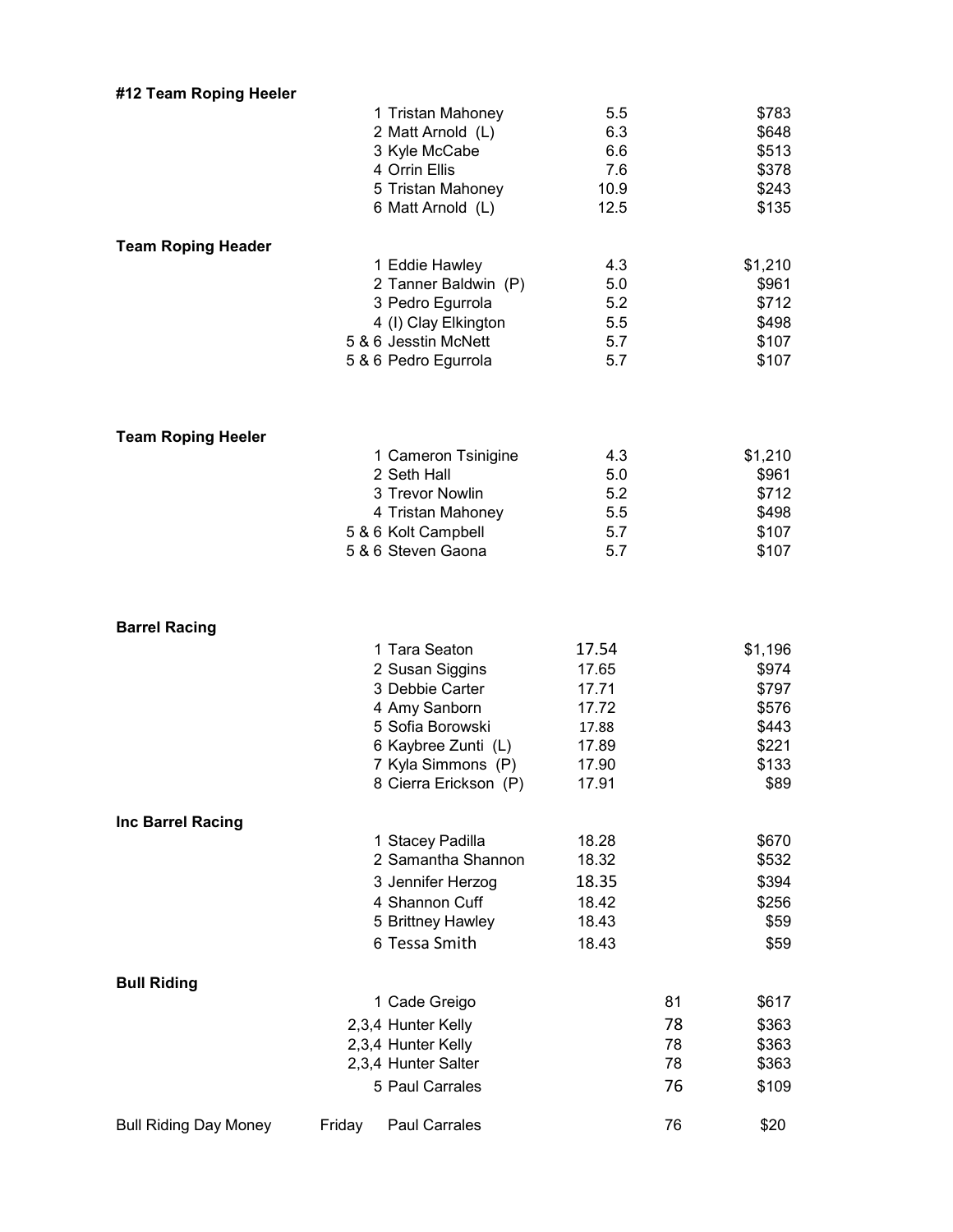**#12 Team Roping Heeler**

| Place | Name | Time | Payout |
|---|---|---|---|
| 1 | Tristan Mahoney | 5.5 | $783 |
| 2 | Matt Arnold (L) | 6.3 | $648 |
| 3 | Kyle McCabe | 6.6 | $513 |
| 4 | Orrin Ellis | 7.6 | $378 |
| 5 | Tristan Mahoney | 10.9 | $243 |
| 6 | Matt Arnold (L) | 12.5 | $135 |

**Team Roping Header**

| Place | Name | Time | Payout |
|---|---|---|---|
| 1 | Eddie Hawley | 4.3 | $1,210 |
| 2 | Tanner Baldwin (P) | 5.0 | $961 |
| 3 | Pedro Egurrola | 5.2 | $712 |
| 4 | (I) Clay Elkington | 5.5 | $498 |
| 5 & 6 | Jesstin McNett | 5.7 | $107 |
| 5 & 6 | Pedro Egurrola | 5.7 | $107 |

**Team Roping Heeler**

| Place | Name | Time | Payout |
|---|---|---|---|
| 1 | Cameron Tsinigine | 4.3 | $1,210 |
| 2 | Seth Hall | 5.0 | $961 |
| 3 | Trevor Nowlin | 5.2 | $712 |
| 4 | Tristan Mahoney | 5.5 | $498 |
| 5 & 6 | Kolt Campbell | 5.7 | $107 |
| 5 & 6 | Steven Gaona | 5.7 | $107 |

**Barrel Racing**

| Place | Name | Time | Payout |
|---|---|---|---|
| 1 | Tara Seaton | 17.54 | $1,196 |
| 2 | Susan Siggins | 17.65 | $974 |
| 3 | Debbie Carter | 17.71 | $797 |
| 4 | Amy Sanborn | 17.72 | $576 |
| 5 | Sofia Borowski | 17.88 | $443 |
| 6 | Kaybree Zunti (L) | 17.89 | $221 |
| 7 | Kyla Simmons (P) | 17.90 | $133 |
| 8 | Cierra Erickson (P) | 17.91 | $89 |

**Inc Barrel Racing**

| Place | Name | Time | Payout |
|---|---|---|---|
| 1 | Stacey Padilla | 18.28 | $670 |
| 2 | Samantha Shannon | 18.32 | $532 |
| 3 | Jennifer Herzog | 18.35 | $394 |
| 4 | Shannon Cuff | 18.42 | $256 |
| 5 | Brittney Hawley | 18.43 | $59 |
| 6 | Tessa Smith | 18.43 | $59 |

**Bull Riding**

| Place | Name | Score | Payout |
|---|---|---|---|
| 1 | Cade Greigo | 81 | $617 |
| 2,3,4 | Hunter Kelly | 78 | $363 |
| 2,3,4 | Hunter Kelly | 78 | $363 |
| 2,3,4 | Hunter Salter | 78 | $363 |
| 5 | Paul Carrales | 76 | $109 |

| Event | Day | Name | Score | Payout |
|---|---|---|---|---|
| Bull Riding Day Money | Friday | Paul Carrales | 76 | $20 |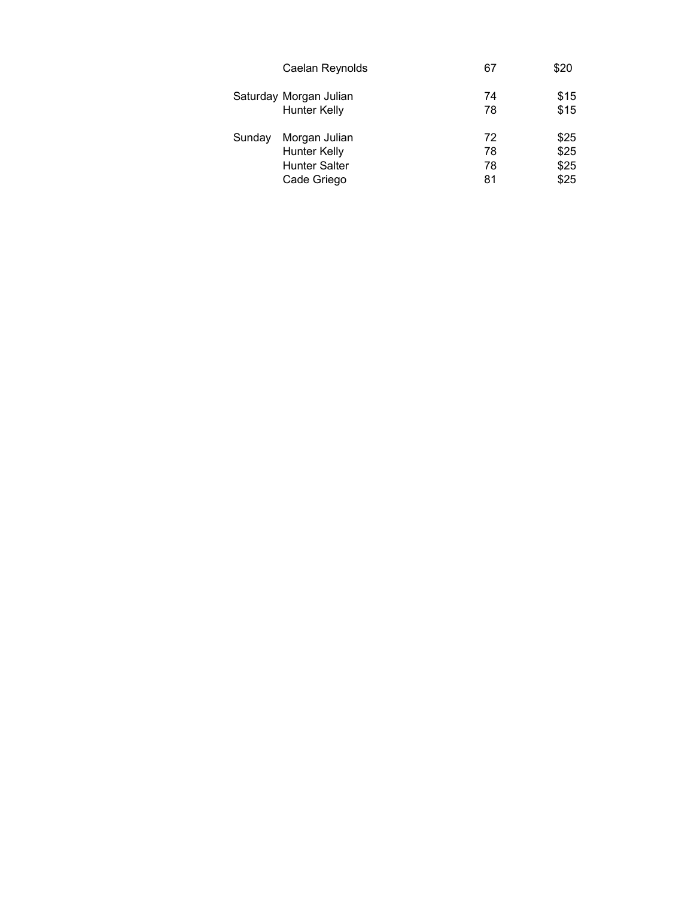| | | | |
|---|---|---|---|
| | Caelan Reynolds | 67 | $20 |
| Saturday | Morgan Julian | 74 | $15 |
| | Hunter Kelly | 78 | $15 |
| Sunday | Morgan Julian | 72 | $25 |
| | Hunter Kelly | 78 | $25 |
| | Hunter Salter | 78 | $25 |
| | Cade Griego | 81 | $25 |